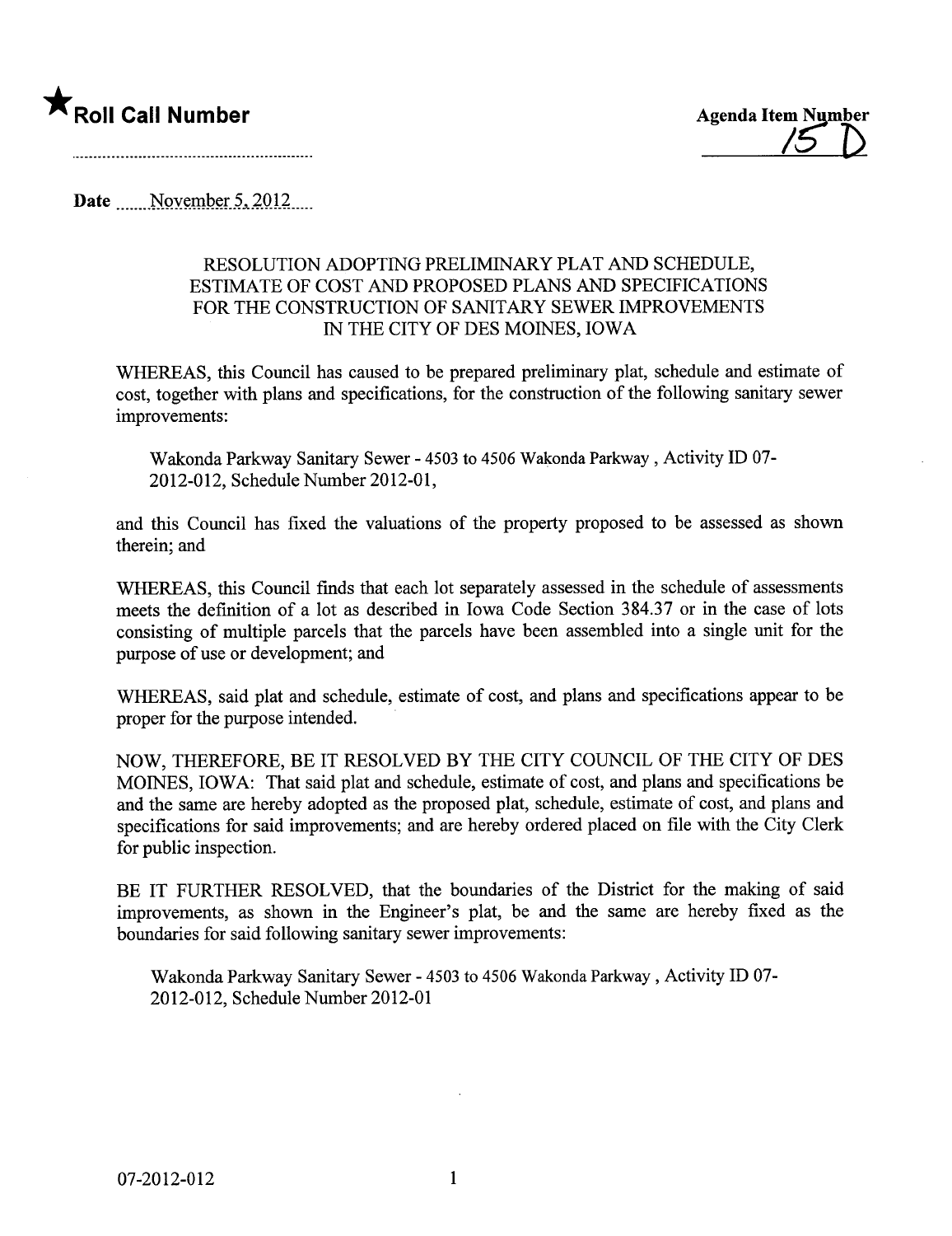★**Roll Call Number**

**Agenda Item Number**
15 D

Date November 5, 2012

RESOLUTION ADOPTING PRELIMINARY PLAT AND SCHEDULE, ESTIMATE OF COST AND PROPOSED PLANS AND SPECIFICATIONS FOR THE CONSTRUCTION OF SANITARY SEWER IMPROVEMENTS IN THE CITY OF DES MOINES, IOWA

WHEREAS, this Council has caused to be prepared preliminary plat, schedule and estimate of cost, together with plans and specifications, for the construction of the following sanitary sewer improvements:

Wakonda Parkway Sanitary Sewer - 4503 to 4506 Wakonda Parkway, Activity ID 07-2012-012, Schedule Number 2012-01,

and this Council has fixed the valuations of the property proposed to be assessed as shown therein; and

WHEREAS, this Council finds that each lot separately assessed in the schedule of assessments meets the definition of a lot as described in Iowa Code Section 384.37 or in the case of lots consisting of multiple parcels that the parcels have been assembled into a single unit for the purpose of use or development; and

WHEREAS, said plat and schedule, estimate of cost, and plans and specifications appear to be proper for the purpose intended.

NOW, THEREFORE, BE IT RESOLVED BY THE CITY COUNCIL OF THE CITY OF DES MOINES, IOWA: That said plat and schedule, estimate of cost, and plans and specifications be and the same are hereby adopted as the proposed plat, schedule, estimate of cost, and plans and specifications for said improvements; and are hereby ordered placed on file with the City Clerk for public inspection.

BE IT FURTHER RESOLVED, that the boundaries of the District for the making of said improvements, as shown in the Engineer's plat, be and the same are hereby fixed as the boundaries for said following sanitary sewer improvements:

Wakonda Parkway Sanitary Sewer - 4503 to 4506 Wakonda Parkway, Activity ID 07-2012-012, Schedule Number 2012-01

07-2012-012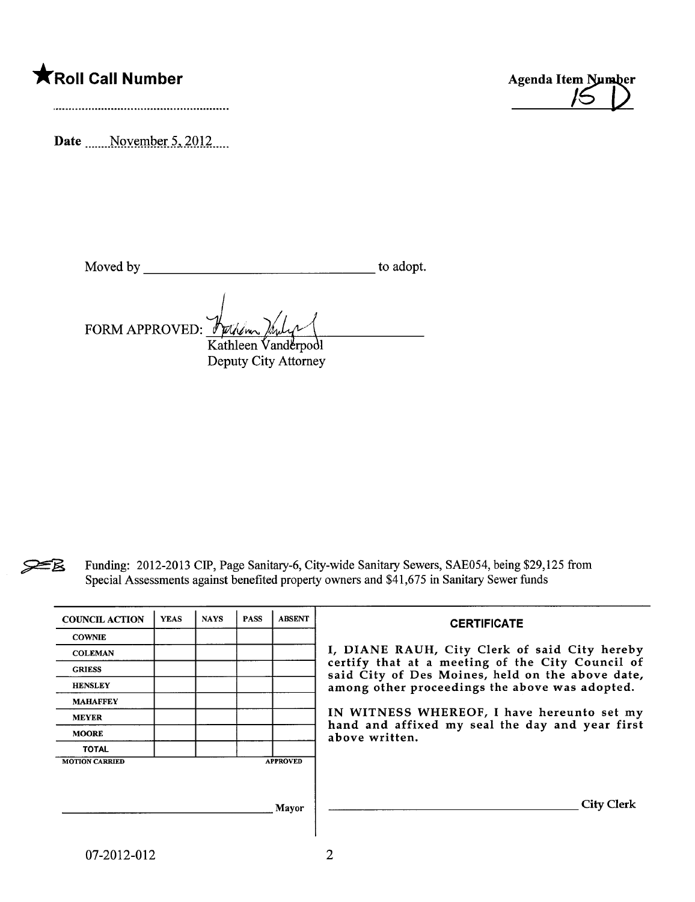★**Roll Call Number**

..........................................................

**Agenda Item Number**
15 D

**Date** November 5, 2012

Moved by ________________________________ to adopt.

FORM APPROVED: ________________________
Kathleen Vanderpool
Deputy City Attorney

Funding: 2012-2013 CIP, Page Sanitary-6, City-wide Sanitary Sewers, SAE054, being $29,125 from Special Assessments against benefited property owners and $41,675 in Sanitary Sewer funds

| COUNCIL ACTION | YEAS | NAYS | PASS | ABSENT |
|---|---|---|---|---|
| COWNIE | | | | |
| COLEMAN | | | | |
| GRIESS | | | | |
| HENSLEY | | | | |
| MAHAFFEY | | | | |
| MEYER | | | | |
| MOORE | | | | |
| TOTAL | | | | |
| MOTION CARRIED | | | | APPROVED |

________________________________ Mayor

**CERTIFICATE**

I, DIANE RAUH, City Clerk of said City hereby certify that at a meeting of the City Council of said City of Des Moines, held on the above date, among other proceedings the above was adopted.

IN WITNESS WHEREOF, I have hereunto set my hand and affixed my seal the day and year first above written.

________________________________ City Clerk

07-2012-012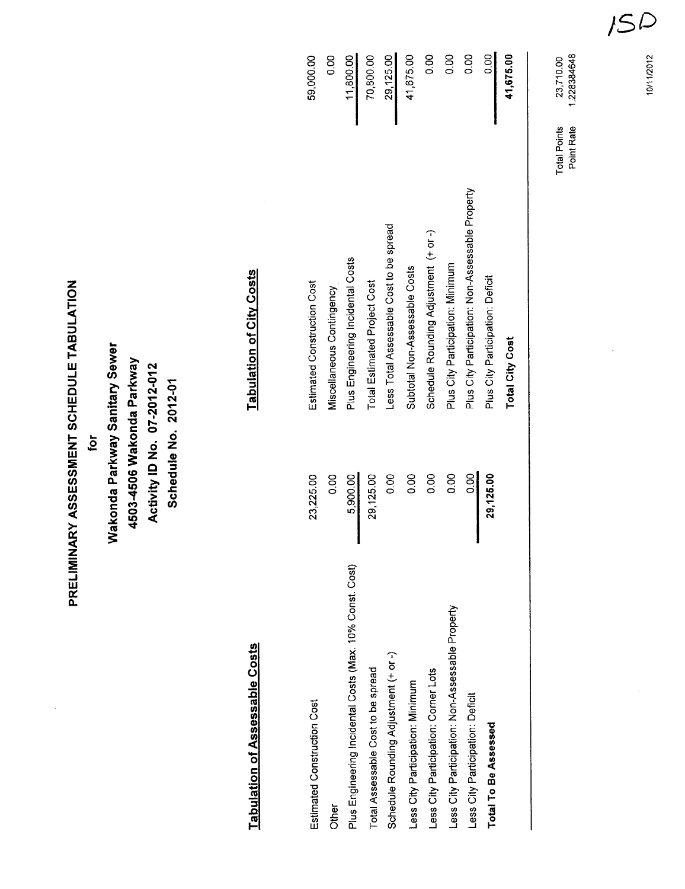# PRELIMINARY ASSESSMENT SCHEDULE TABULATION

**for**

**Wakonda Parkway Sanitary Sewer**

**4503-4506 Wakonda Parkway**

**Activity ID No. 07-2012-012**

**Schedule No. 2012-01**

## Tabulation of Assessable Costs

| | |
|---|---|
| Estimated Construction Cost | 23,225.00 |
| Other | 0.00 |
| Plus Engineering Incidental Costs (Max. 10% Const. Cost) | 5,900.00 |
| Total Assessable Cost to be spread | 29,125.00 |
| Schedule Rounding Adjustment (+ or -) | 0.00 |
| Less City Participation: Minimum | 0.00 |
| Less City Participation: Corner Lots | 0.00 |
| Less City Participation: Non-Assessable Property | 0.00 |
| Less City Participation: Deficit | 0.00 |
| **Total To Be Assessed** | **29,125.00** |

## Tabulation of City Costs

| | |
|---|---|
| Estimated Construction Cost | 59,000.00 |
| Miscellaneous Contingency | 0.00 |
| Plus Engineering Incidental Costs | 11,800.00 |
| Total Estimated Project Cost | 70,800.00 |
| Less Total Assessable Cost to be spread | 29,125.00 |
| Subtotal Non-Assessable Costs | 41,675.00 |
| Schedule Rounding Adjustment (+ or -) | 0.00 |
| Plus City Participation: Minimum | 0.00 |
| Plus City Participation: Non-Assessable Property | 0.00 |
| Plus City Participation: Deficit | 0.00 |
| **Total City Cost** | **41,675.00** |

| | |
|---|---|
| Total Points | 23,710.00 |
| Point Rate | 1.228384648 |

10/11/2012

ISD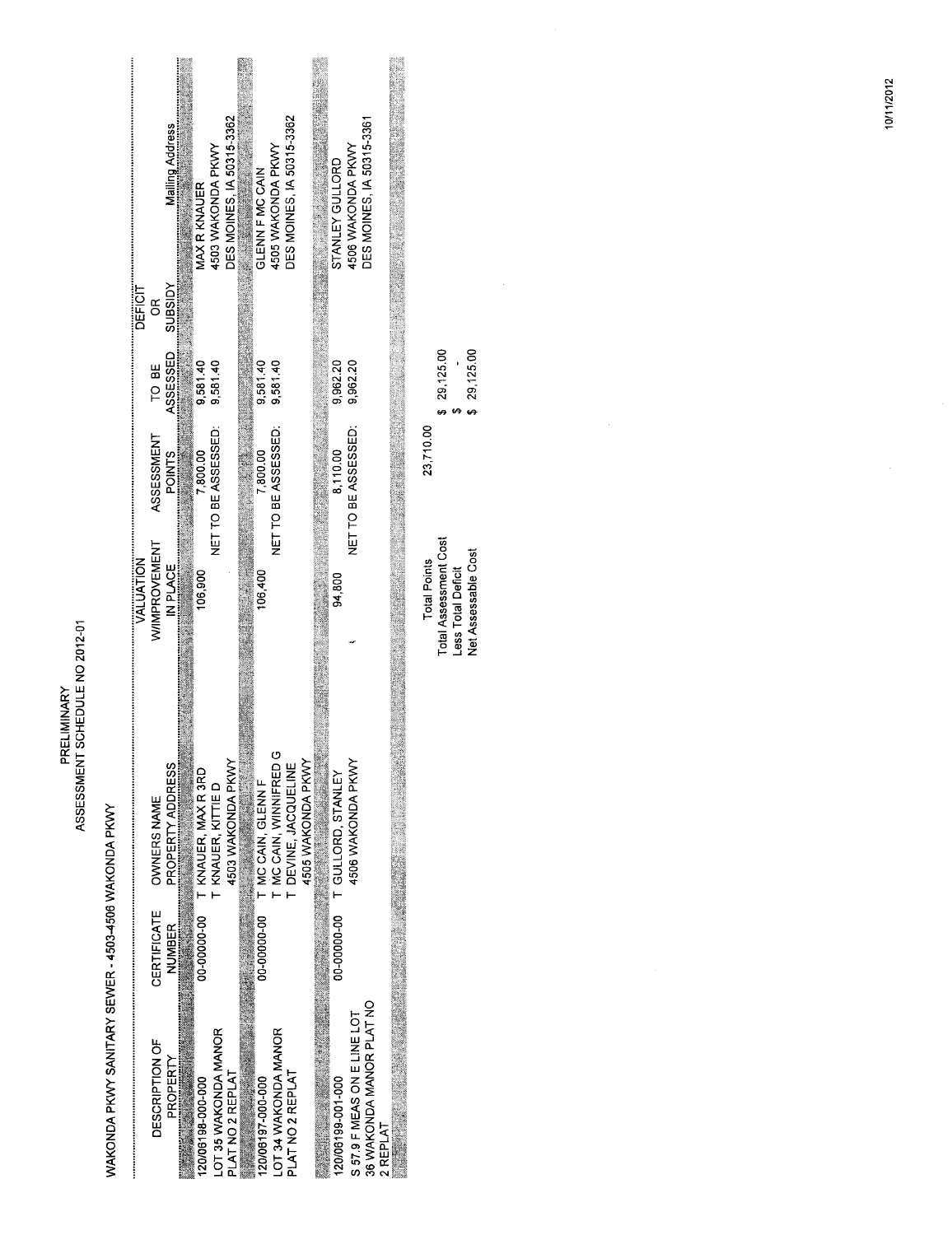PRELIMINARY

ASSESSMENT SCHEDULE NO 2012-01

WAKONDA PKWY SANITARY SEWER - 4503-4506 WAKONDA PKWY

| DESCRIPTION OF PROPERTY | CERTIFICATE NUMBER | OWNERS NAME PROPERTY ADDRESS | VALUATION W/IMPROVEMENT IN PLACE | ASSESSMENT POINTS | TO BE ASSESSED | DEFICIT OR SUBSIDY | Mailing Address |
|---|---|---|---|---|---|---|---|
| 120/06198-000-000 LOT 35 WAKONDA MANOR PLAT NO 2 REPLAT | 00-00000-00 | T KNAUER, MAX R 3RD T KNAUER, KITTIE D 4503 WAKONDA PKWY | 106,900 | 7,800.00 | 9,581.40 | | MAX R KNAUER 4503 WAKONDA PKWY DES MOINES, IA 50315-3362 |
| | | | | NET TO BE ASSESSED: | 9,581.40 | | |
| 120/06197-000-000 LOT 34 WAKONDA MANOR PLAT NO 2 REPLAT | 00-00000-00 | T MC CAIN, GLENN F T MC CAIN, WINNIFRED G T DEVINE, JACQUELINE 4505 WAKONDA PKWY | 106,400 | 7,800.00 | 9,581.40 | | GLENN F MC CAIN 4505 WAKONDA PKWY DES MOINES, IA 50315-3362 |
| | | | | NET TO BE ASSESSED: | 9,581.40 | | |
| 120/06199-001-000 S 57.9 F MEAS ON E LINE LOT 36 WAKONDA MANOR PLAT NO 2 REPLAT | 00-00000-00 | T GULLORD, STANLEY 4506 WAKONDA PKWY | 94,800 | 8,110.00 | 9,962.20 | | STANLEY GULLORD 4506 WAKONDA PKWY DES MOINES, IA 50315-3361 |
| | | | | NET TO BE ASSESSED: | 9,962.20 | | |

| | |
|---|---|
| Total Points | 23,710.00 |
| Total Assessment Cost | $ 29,125.00 |
| Less Total Deficit | $ - |
| Net Assessable Cost | $ 29,125.00 |

10/11/2012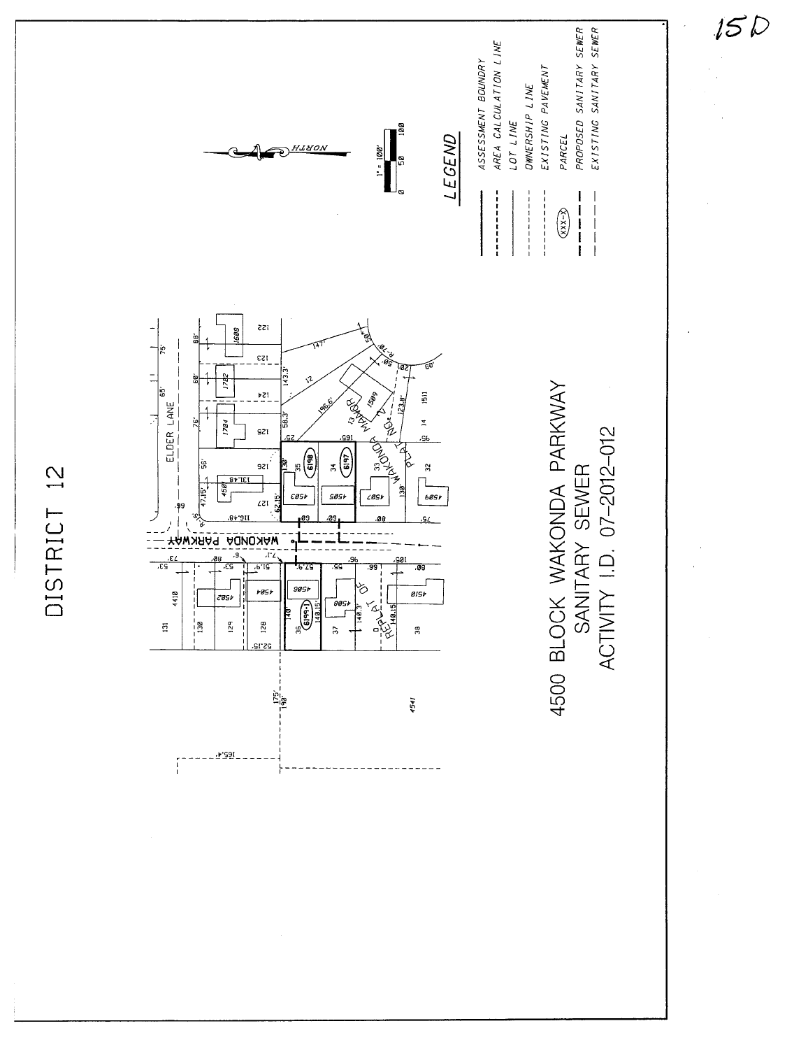15D

# DISTRICT 12

NORTH

1" = 100'

0 50 100

## LEGEND

- ASSESSMENT BOUNDRY
- AREA CALCULATION LINE
- LOT LINE
- OWNERSHIP LINE
- EXISTING PAVEMENT
- (XXX-X) PARCEL
- PROPOSED SANITARY SEWER
- EXISTING SANITARY SEWER

ELDER LANE

WAKONDA PARKWAY

MANOR WAKONDA PLACE

REPLAT OF

6198 6197 6199-1

4503 4505 4507 4509 4502 4504 4506 4508 4510 4410 4541 1600 1702 1704 1509 4501

# 4500 BLOCK WAKONDA PARKWAY

# SANITARY SEWER

# ACTIVITY I.D. 07-2012-012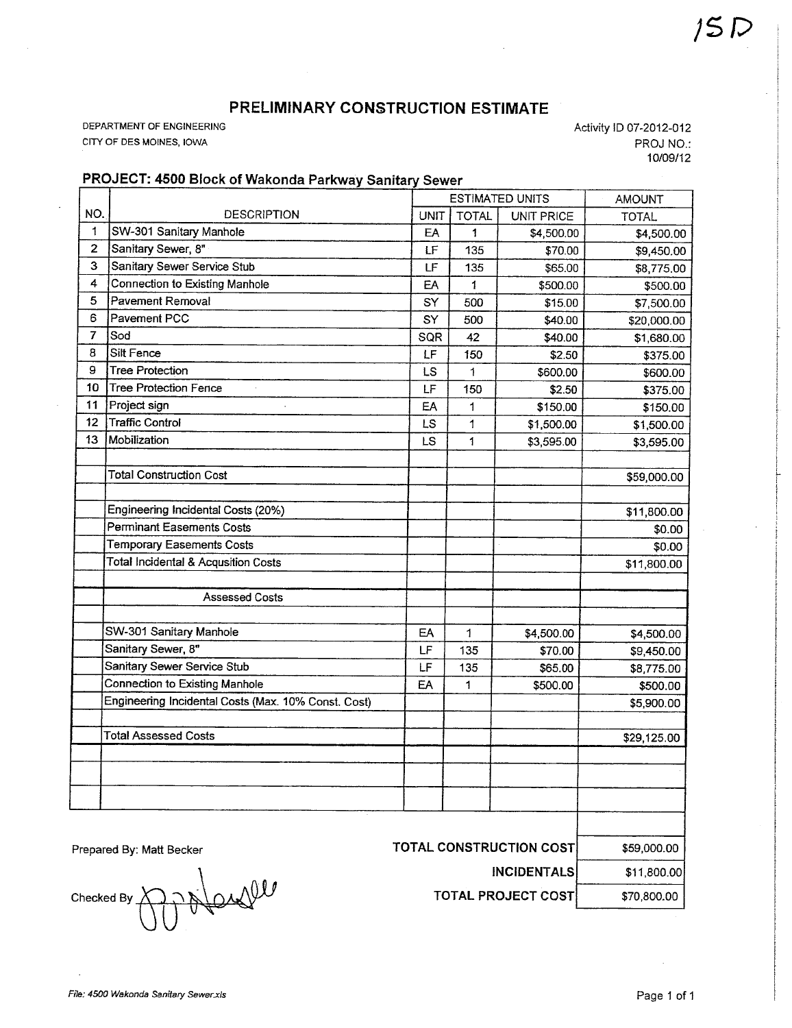15D

# PRELIMINARY CONSTRUCTION ESTIMATE

DEPARTMENT OF ENGINEERING
CITY OF DES MOINES, IOWA

Activity ID 07-2012-012
PROJ NO.:
10/09/12

## PROJECT: 4500 Block of Wakonda Parkway Sanitary Sewer

| NO. | DESCRIPTION | ESTIMATED UNITS | | | AMOUNT |
|---|---|---|---|---|---|
| | | UNIT | TOTAL | UNIT PRICE | TOTAL |
| 1 | SW-301 Sanitary Manhole | EA | 1 | $4,500.00 | $4,500.00 |
| 2 | Sanitary Sewer, 8" | LF | 135 | $70.00 | $9,450.00 |
| 3 | Sanitary Sewer Service Stub | LF | 135 | $65.00 | $8,775.00 |
| 4 | Connection to Existing Manhole | EA | 1 | $500.00 | $500.00 |
| 5 | Pavement Removal | SY | 500 | $15.00 | $7,500.00 |
| 6 | Pavement PCC | SY | 500 | $40.00 | $20,000.00 |
| 7 | Sod | SQR | 42 | $40.00 | $1,680.00 |
| 8 | Silt Fence | LF | 150 | $2.50 | $375.00 |
| 9 | Tree Protection | LS | 1 | $600.00 | $600.00 |
| 10 | Tree Protection Fence | LF | 150 | $2.50 | $375.00 |
| 11 | Project sign | EA | 1 | $150.00 | $150.00 |
| 12 | Traffic Control | LS | 1 | $1,500.00 | $1,500.00 |
| 13 | Mobilization | LS | 1 | $3,595.00 | $3,595.00 |
| | | | | | |
| | Total Construction Cost | | | | $59,000.00 |
| | | | | | |
| | Engineering Incidental Costs (20%) | | | | $11,800.00 |
| | Perminant Easements Costs | | | | $0.00 |
| | Temporary Easements Costs | | | | $0.00 |
| | Total Incidental & Acqusition Costs | | | | $11,800.00 |
| | | | | | |
| | Assessed Costs | | | | |
| | | | | | |
| | SW-301 Sanitary Manhole | EA | 1 | $4,500.00 | $4,500.00 |
| | Sanitary Sewer, 8" | LF | 135 | $70.00 | $9,450.00 |
| | Sanitary Sewer Service Stub | LF | 135 | $65.00 | $8,775.00 |
| | Connection to Existing Manhole | EA | 1 | $500.00 | $500.00 |
| | Engineering Incidental Costs (Max. 10% Const. Cost) | | | | $5,900.00 |
| | | | | | |
| | Total Assessed Costs | | | | $29,125.00 |

| | |
|---|---|
| **TOTAL CONSTRUCTION COST** | $59,000.00 |
| **INCIDENTALS** | $11,800.00 |
| **TOTAL PROJECT COST** | $70,800.00 |

Prepared By: Matt Becker

Checked By

*File: 4500 Wakonda Sanitary Sewer.xls*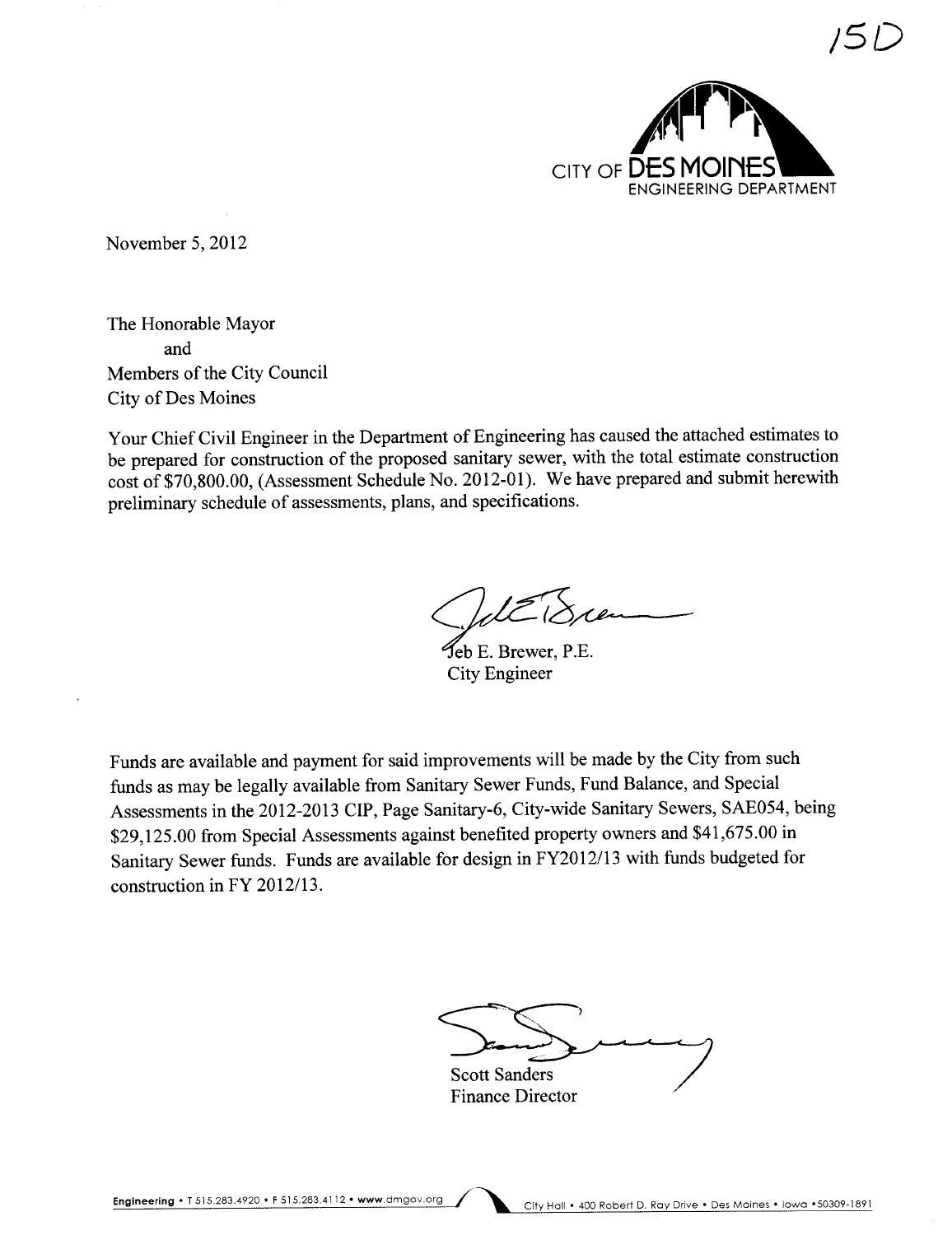15D

CITY OF DES MOINES
ENGINEERING DEPARTMENT

November 5, 2012

The Honorable Mayor
and
Members of the City Council
City of Des Moines

Your Chief Civil Engineer in the Department of Engineering has caused the attached estimates to be prepared for construction of the proposed sanitary sewer, with the total estimate construction cost of $70,800.00, (Assessment Schedule No. 2012-01). We have prepared and submit herewith preliminary schedule of assessments, plans, and specifications.

Jeb E. Brewer, P.E.
City Engineer

Funds are available and payment for said improvements will be made by the City from such funds as may be legally available from Sanitary Sewer Funds, Fund Balance, and Special Assessments in the 2012-2013 CIP, Page Sanitary-6, City-wide Sanitary Sewers, SAE054, being $29,125.00 from Special Assessments against benefited property owners and $41,675.00 in Sanitary Sewer funds. Funds are available for design in FY2012/13 with funds budgeted for construction in FY 2012/13.

Scott Sanders
Finance Director

Engineering • T 515.283.4920 • F 515.283.4112 • www.dmgov.org City Hall • 400 Robert D. Ray Drive • Des Moines • Iowa • 50309-1891